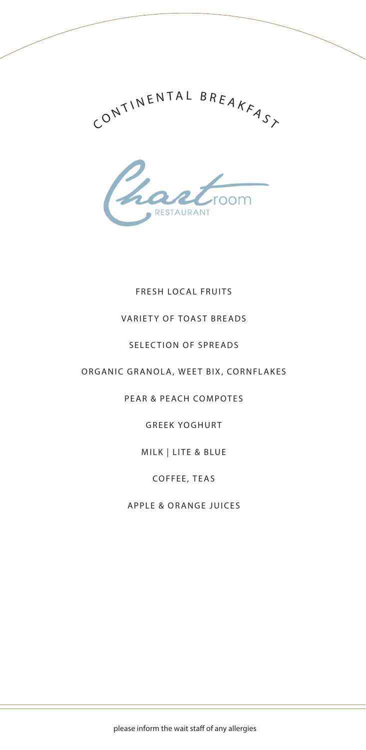# CONTINENTAL BREAKFAST

## Chart room RESTAURANT

FRESH LOCAL FRUITS

VARIETY OF TOAST BREADS

SELECTION OF SPREADS

ORGANIC GRANOLA, WEET BIX, CORNFLAKES

PEAR & PEACH COMPOTES

GREEK YOGHURT

MILK | LITE & BLUE

COFFEE, TEAS

APPLE & ORANGE JUICES

please inform the wait staff of any allergies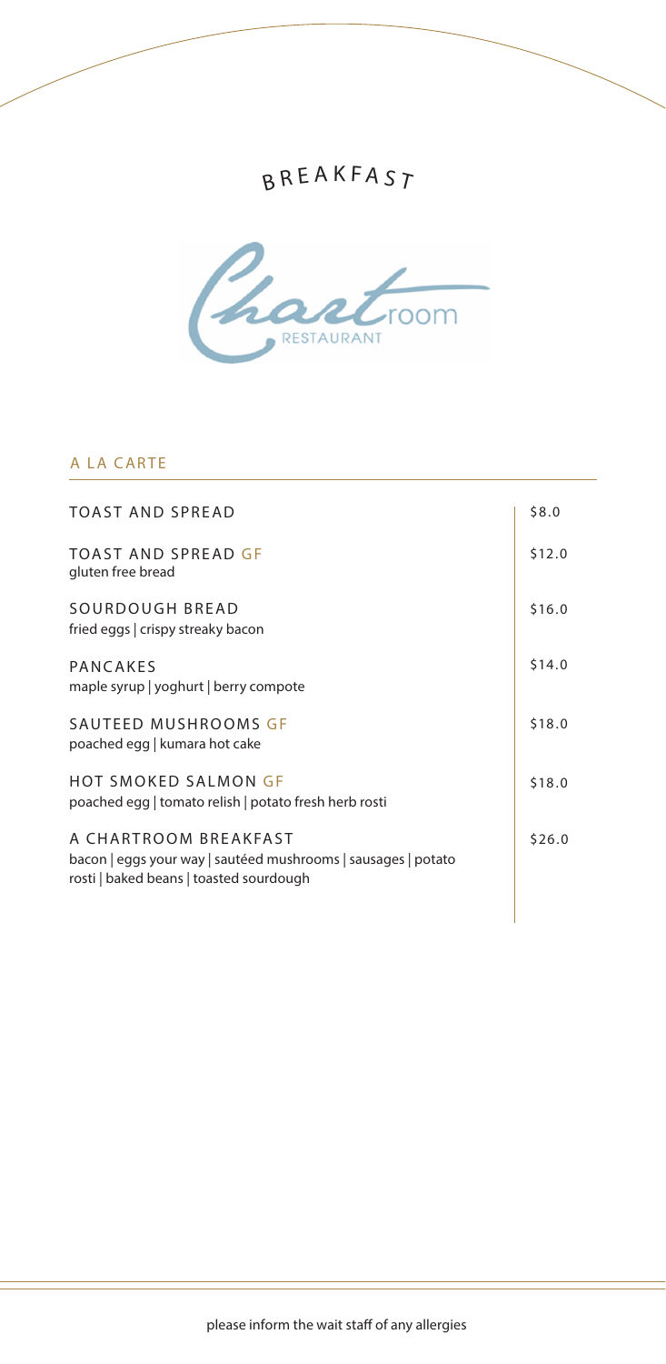# BREAKFAST

Chartroom RESTAURANT

## A LA CARTE

| Item | Price |
|---|---|
| TOAST AND SPREAD | $8.0 |
| TOAST AND SPREAD GF<br>gluten free bread | $12.0 |
| SOURDOUGH BREAD<br>fried eggs \| crispy streaky bacon | $16.0 |
| PANCAKES<br>maple syrup \| yoghurt \| berry compote | $14.0 |
| SAUTEED MUSHROOMS GF<br>poached egg \| kumara hot cake | $18.0 |
| HOT SMOKED SALMON GF<br>poached egg \| tomato relish \| potato fresh herb rosti | $18.0 |
| A CHARTROOM BREAKFAST<br>bacon \| eggs your way \| sautéed mushrooms \| sausages \| potato rosti \| baked beans \| toasted sourdough | $26.0 |

please inform the wait staff of any allergies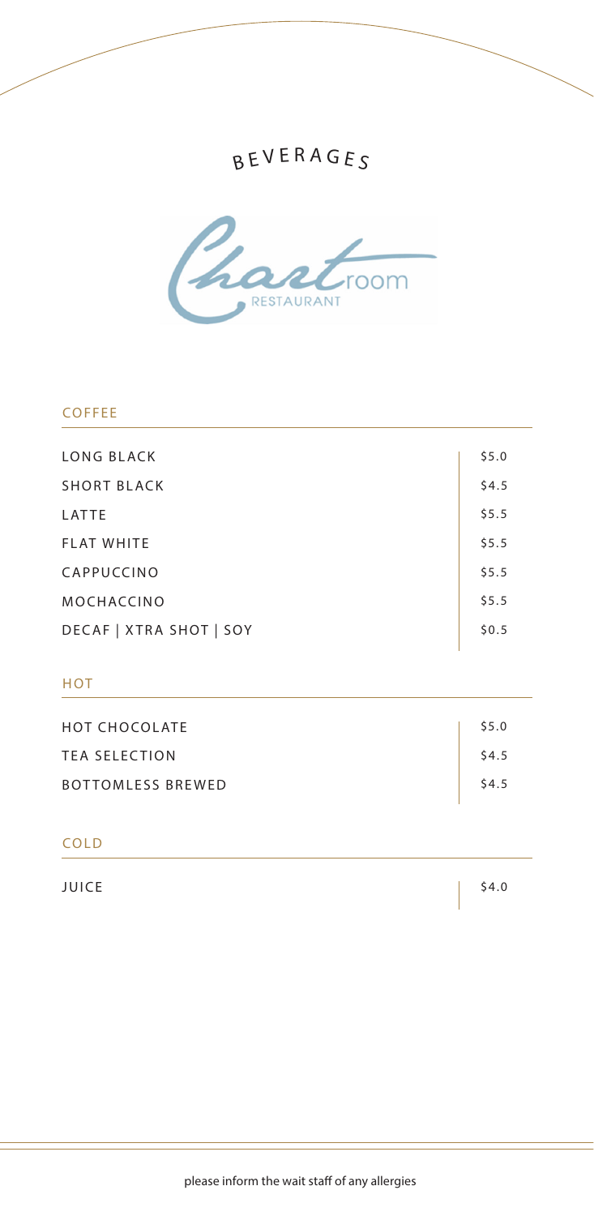# BEVERAGES

Chart room RESTAURANT

## COFFEE

| | |
|---|---|
| LONG BLACK | $5.0 |
| SHORT BLACK | $4.5 |
| LATTE | $5.5 |
| FLAT WHITE | $5.5 |
| CAPPUCCINO | $5.5 |
| MOCHACCINO | $5.5 |
| DECAF \| XTRA SHOT \| SOY | $0.5 |

## HOT

| | |
|---|---|
| HOT CHOCOLATE | $5.0 |
| TEA SELECTION | $4.5 |
| BOTTOMLESS BREWED | $4.5 |

## COLD

| | |
|---|---|
| JUICE | $4.0 |

please inform the wait staff of any allergies